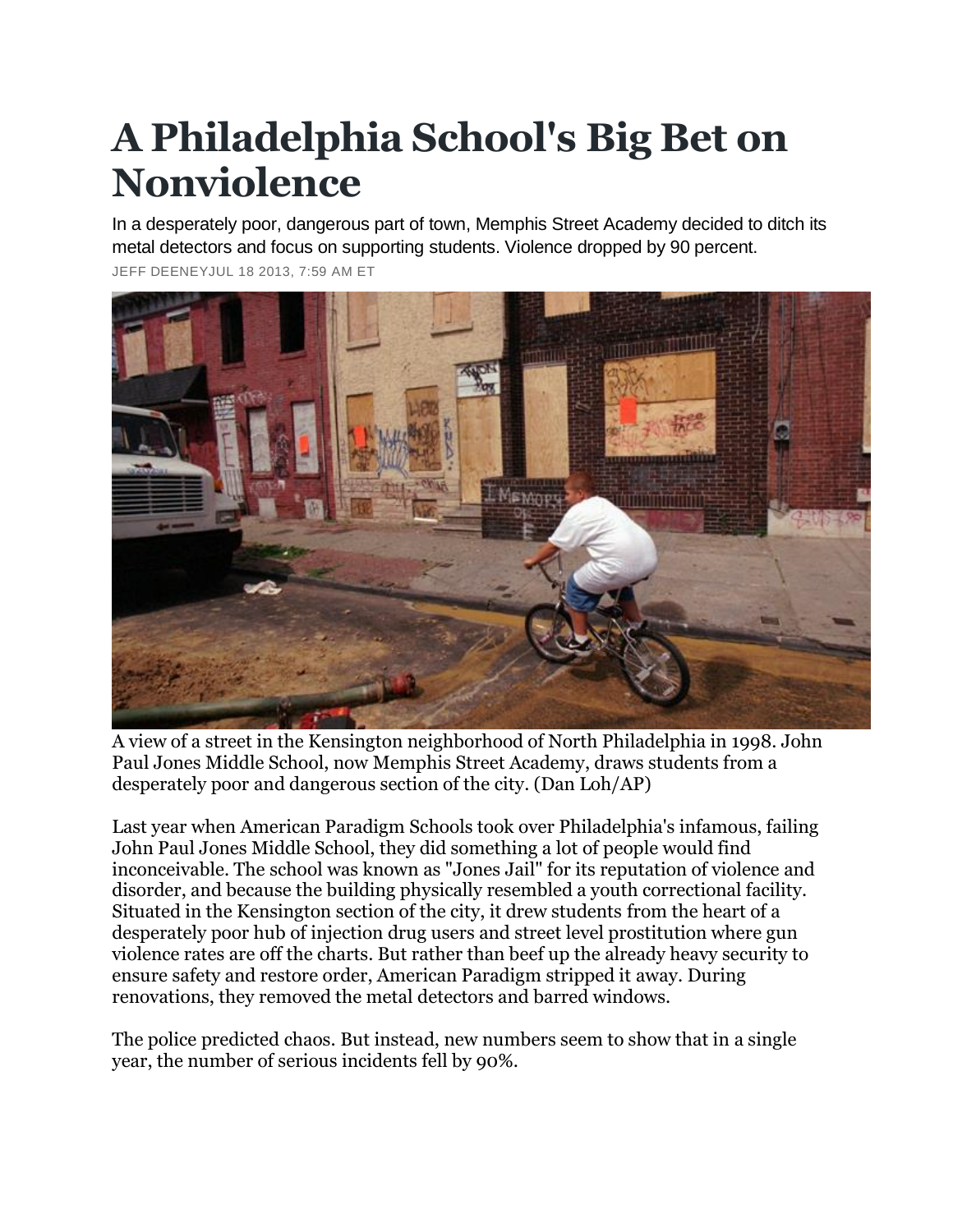# A Philadelphia School's Big Bet on Nonviolence

In a desperately poor, dangerous part of town, Memphis Street Academy decided to ditch its metal detectors and focus on supporting students. Violence dropped by 90 percent.

JEFF DEENEYJUL 18 2013, 7:59 AM ET

A view of a street in the Kensington neighborhood of North Philadelphia in 1998. John Paul Jones Middle School, now Memphis Street Academy, draws students from a desperately poor and dangerous section of the city. (Dan Loh/AP)

Last year when American Paradigm Schools took over Philadelphia's infamous, failing John Paul Jones Middle School, they did something a lot of people would find inconceivable. The school was known as "Jones Jail" for its reputation of violence and disorder, and because the building physically resembled a youth correctional facility. Situated in the Kensington section of the city, it drew students from the heart of a desperately poor hub of injection drug users and street level prostitution where gun violence rates are off the charts. But rather than beef up the already heavy security to ensure safety and restore order, American Paradigm stripped it away. During renovations, they removed the metal detectors and barred windows.

The police predicted chaos. But instead, new numbers seem to show that in a single year, the number of serious incidents fell by 90%.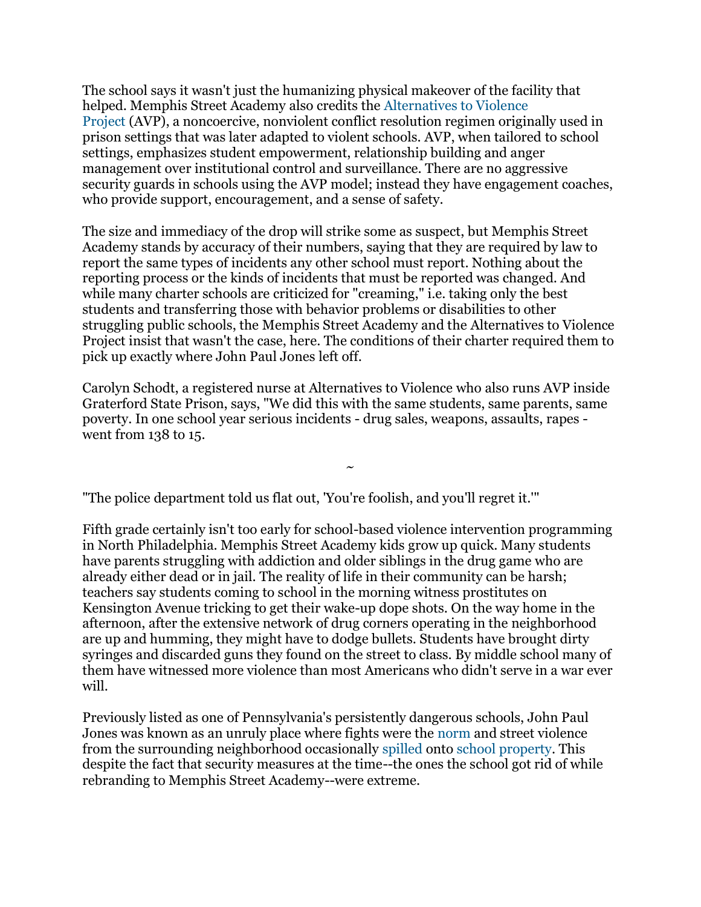The school says it wasn't just the humanizing physical makeover of the facility that helped. Memphis Street Academy also credits the Alternatives to Violence Project (AVP), a noncoercive, nonviolent conflict resolution regimen originally used in prison settings that was later adapted to violent schools. AVP, when tailored to school settings, emphasizes student empowerment, relationship building and anger management over institutional control and surveillance. There are no aggressive security guards in schools using the AVP model; instead they have engagement coaches, who provide support, encouragement, and a sense of safety.

The size and immediacy of the drop will strike some as suspect, but Memphis Street Academy stands by accuracy of their numbers, saying that they are required by law to report the same types of incidents any other school must report. Nothing about the reporting process or the kinds of incidents that must be reported was changed. And while many charter schools are criticized for "creaming," i.e. taking only the best students and transferring those with behavior problems or disabilities to other struggling public schools, the Memphis Street Academy and the Alternatives to Violence Project insist that wasn't the case, here. The conditions of their charter required them to pick up exactly where John Paul Jones left off.

Carolyn Schodt, a registered nurse at Alternatives to Violence who also runs AVP inside Graterford State Prison, says, "We did this with the same students, same parents, same poverty. In one school year serious incidents - drug sales, weapons, assaults, rapes - went from 138 to 15.

~

"The police department told us flat out, 'You're foolish, and you'll regret it.'"

Fifth grade certainly isn't too early for school-based violence intervention programming in North Philadelphia. Memphis Street Academy kids grow up quick. Many students have parents struggling with addiction and older siblings in the drug game who are already either dead or in jail. The reality of life in their community can be harsh; teachers say students coming to school in the morning witness prostitutes on Kensington Avenue tricking to get their wake-up dope shots. On the way home in the afternoon, after the extensive network of drug corners operating in the neighborhood are up and humming, they might have to dodge bullets. Students have brought dirty syringes and discarded guns they found on the street to class. By middle school many of them have witnessed more violence than most Americans who didn't serve in a war ever will.

Previously listed as one of Pennsylvania's persistently dangerous schools, John Paul Jones was known as an unruly place where fights were the norm and street violence from the surrounding neighborhood occasionally spilled onto school property. This despite the fact that security measures at the time--the ones the school got rid of while rebranding to Memphis Street Academy--were extreme.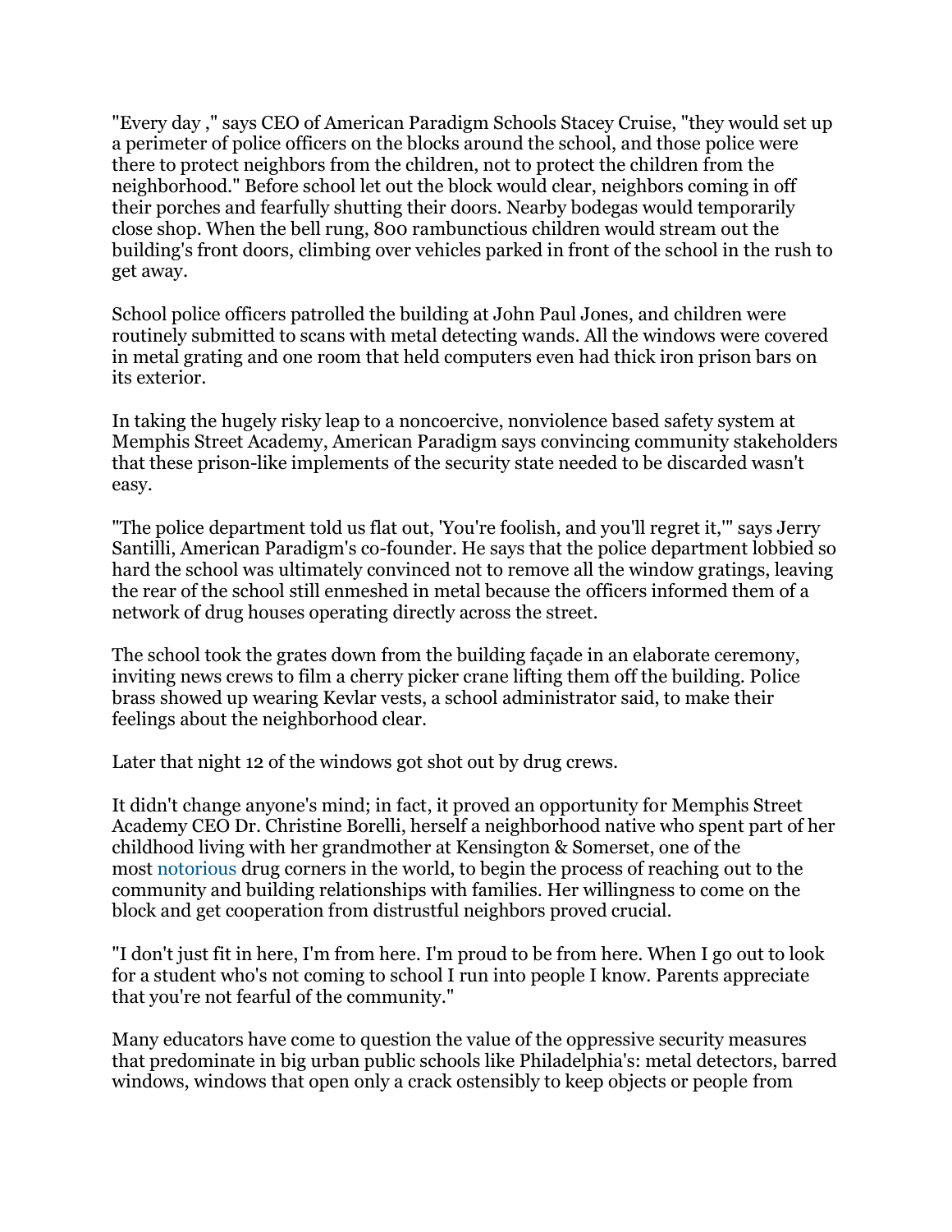"Every day ," says CEO of American Paradigm Schools Stacey Cruise, "they would set up a perimeter of police officers on the blocks around the school, and those police were there to protect neighbors from the children, not to protect the children from the neighborhood." Before school let out the block would clear, neighbors coming in off their porches and fearfully shutting their doors. Nearby bodegas would temporarily close shop. When the bell rung, 800 rambunctious children would stream out the building's front doors, climbing over vehicles parked in front of the school in the rush to get away.

School police officers patrolled the building at John Paul Jones, and children were routinely submitted to scans with metal detecting wands. All the windows were covered in metal grating and one room that held computers even had thick iron prison bars on its exterior.

In taking the hugely risky leap to a noncoercive, nonviolence based safety system at Memphis Street Academy, American Paradigm says convincing community stakeholders that these prison-like implements of the security state needed to be discarded wasn't easy.

"The police department told us flat out, 'You're foolish, and you'll regret it,'" says Jerry Santilli, American Paradigm's co-founder. He says that the police department lobbied so hard the school was ultimately convinced not to remove all the window gratings, leaving the rear of the school still enmeshed in metal because the officers informed them of a network of drug houses operating directly across the street.

The school took the grates down from the building façade in an elaborate ceremony, inviting news crews to film a cherry picker crane lifting them off the building. Police brass showed up wearing Kevlar vests, a school administrator said, to make their feelings about the neighborhood clear.

Later that night 12 of the windows got shot out by drug crews.

It didn't change anyone's mind; in fact, it proved an opportunity for Memphis Street Academy CEO Dr. Christine Borelli, herself a neighborhood native who spent part of her childhood living with her grandmother at Kensington & Somerset, one of the most notorious drug corners in the world, to begin the process of reaching out to the community and building relationships with families. Her willingness to come on the block and get cooperation from distrustful neighbors proved crucial.

"I don't just fit in here, I'm from here. I'm proud to be from here. When I go out to look for a student who's not coming to school I run into people I know. Parents appreciate that you're not fearful of the community."

Many educators have come to question the value of the oppressive security measures that predominate in big urban public schools like Philadelphia's: metal detectors, barred windows, windows that open only a crack ostensibly to keep objects or people from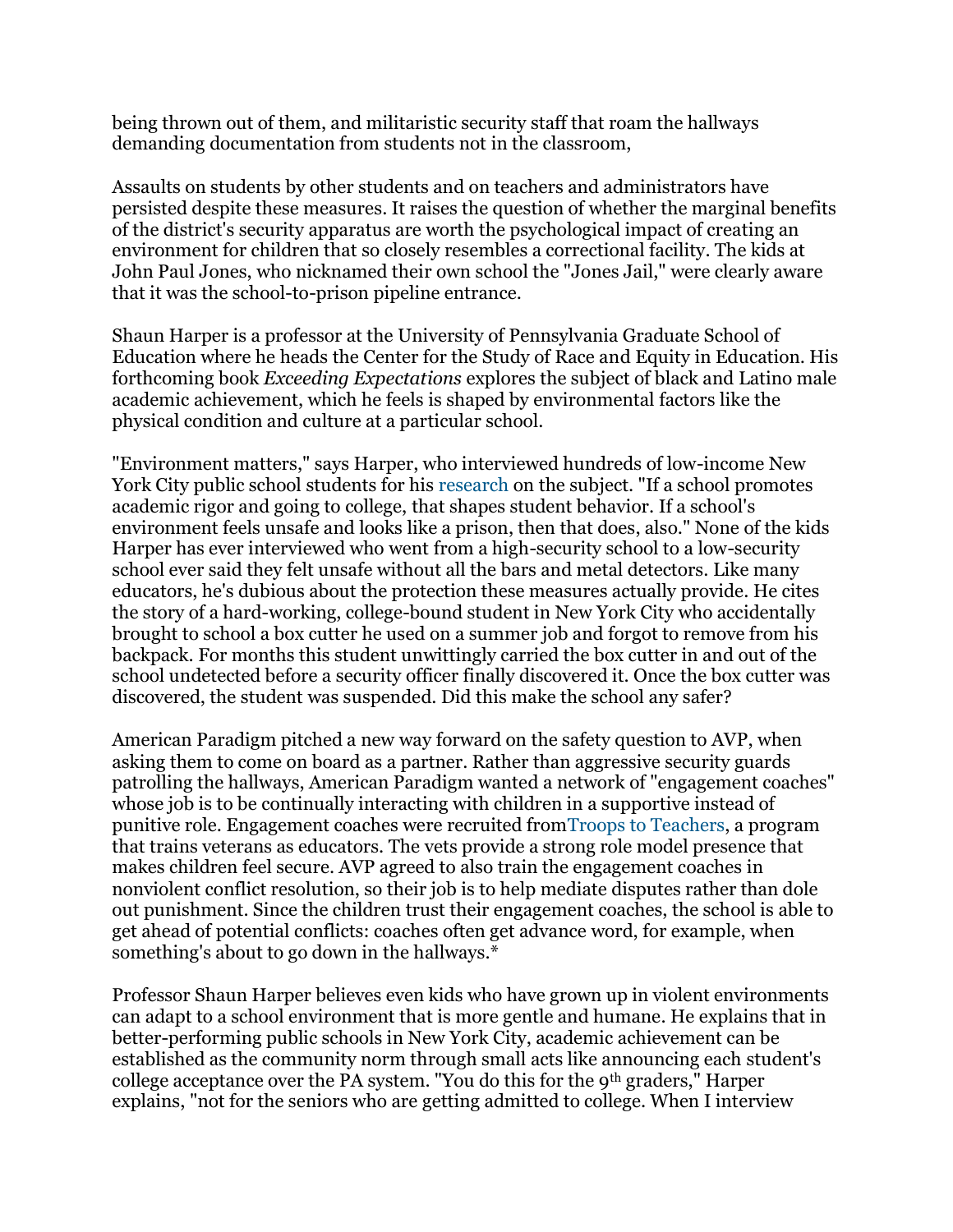being thrown out of them, and militaristic security staff that roam the hallways demanding documentation from students not in the classroom,

Assaults on students by other students and on teachers and administrators have persisted despite these measures. It raises the question of whether the marginal benefits of the district's security apparatus are worth the psychological impact of creating an environment for children that so closely resembles a correctional facility. The kids at John Paul Jones, who nicknamed their own school the "Jones Jail," were clearly aware that it was the school-to-prison pipeline entrance.

Shaun Harper is a professor at the University of Pennsylvania Graduate School of Education where he heads the Center for the Study of Race and Equity in Education. His forthcoming book *Exceeding Expectations* explores the subject of black and Latino male academic achievement, which he feels is shaped by environmental factors like the physical condition and culture at a particular school.

"Environment matters," says Harper, who interviewed hundreds of low-income New York City public school students for his research on the subject. "If a school promotes academic rigor and going to college, that shapes student behavior. If a school's environment feels unsafe and looks like a prison, then that does, also." None of the kids Harper has ever interviewed who went from a high-security school to a low-security school ever said they felt unsafe without all the bars and metal detectors. Like many educators, he's dubious about the protection these measures actually provide. He cites the story of a hard-working, college-bound student in New York City who accidentally brought to school a box cutter he used on a summer job and forgot to remove from his backpack. For months this student unwittingly carried the box cutter in and out of the school undetected before a security officer finally discovered it. Once the box cutter was discovered, the student was suspended. Did this make the school any safer?

American Paradigm pitched a new way forward on the safety question to AVP, when asking them to come on board as a partner. Rather than aggressive security guards patrolling the hallways, American Paradigm wanted a network of "engagement coaches" whose job is to be continually interacting with children in a supportive instead of punitive role. Engagement coaches were recruited fromTroops to Teachers, a program that trains veterans as educators. The vets provide a strong role model presence that makes children feel secure. AVP agreed to also train the engagement coaches in nonviolent conflict resolution, so their job is to help mediate disputes rather than dole out punishment. Since the children trust their engagement coaches, the school is able to get ahead of potential conflicts: coaches often get advance word, for example, when something's about to go down in the hallways.*

Professor Shaun Harper believes even kids who have grown up in violent environments can adapt to a school environment that is more gentle and humane. He explains that in better-performing public schools in New York City, academic achievement can be established as the community norm through small acts like announcing each student's college acceptance over the PA system. "You do this for the 9th graders," Harper explains, "not for the seniors who are getting admitted to college. When I interview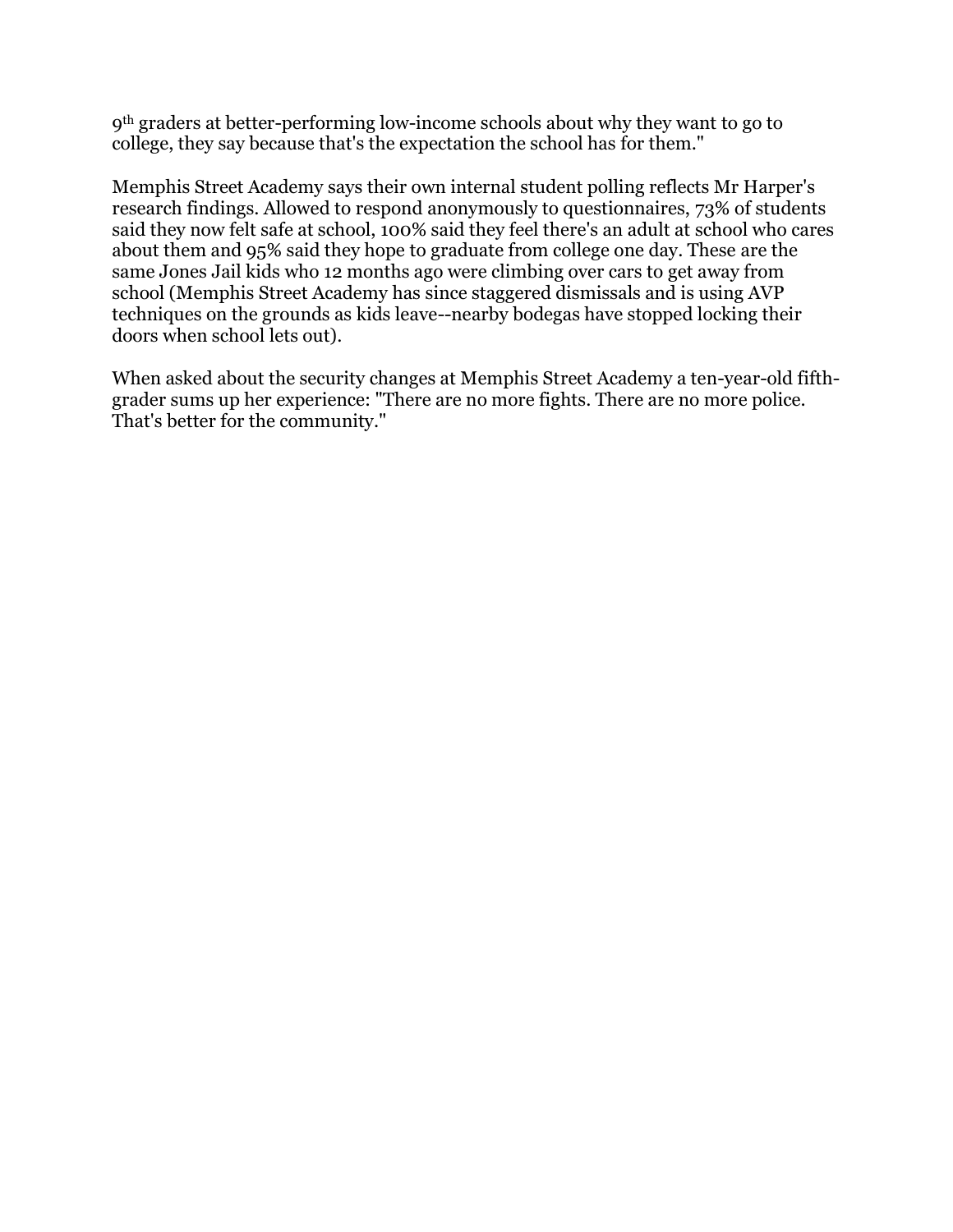9th graders at better-performing low-income schools about why they want to go to college, they say because that's the expectation the school has for them."

Memphis Street Academy says their own internal student polling reflects Mr Harper's research findings. Allowed to respond anonymously to questionnaires, 73% of students said they now felt safe at school, 100% said they feel there's an adult at school who cares about them and 95% said they hope to graduate from college one day. These are the same Jones Jail kids who 12 months ago were climbing over cars to get away from school (Memphis Street Academy has since staggered dismissals and is using AVP techniques on the grounds as kids leave--nearby bodegas have stopped locking their doors when school lets out).

When asked about the security changes at Memphis Street Academy a ten-year-old fifth-grader sums up her experience: "There are no more fights. There are no more police. That's better for the community."